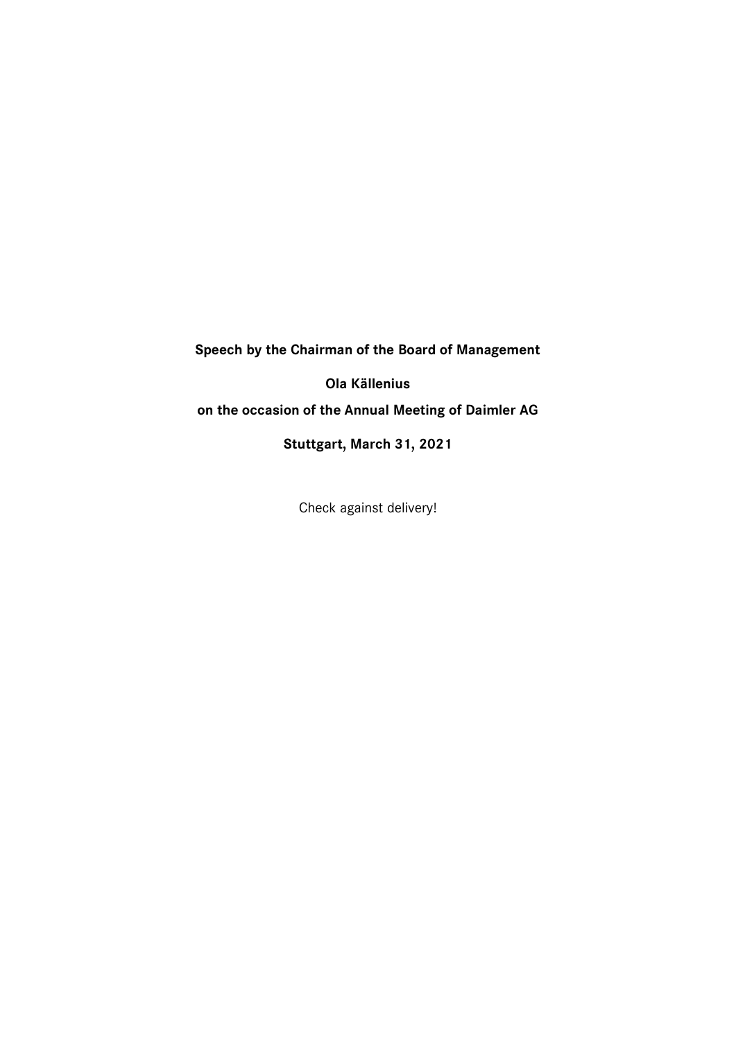**Speech by the Chairman of the Board of Management**

**Ola Källenius**

**on the occasion of the Annual Meeting of Daimler AG**

**Stuttgart, March 31, 2021**

Check against delivery!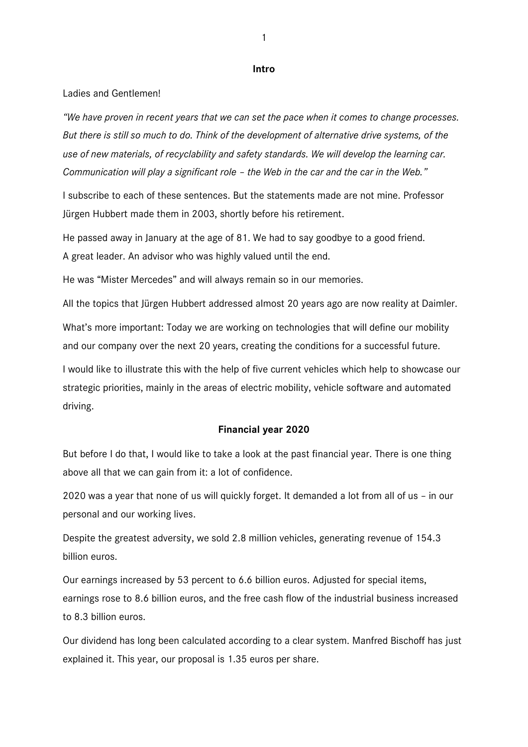## Intro

Ladies and Gentlemen!

*"We have proven in recent years that we can set the pace when it comes to change processes. But there is still so much to do. Think of the development of alternative drive systems, of the use of new materials, of recyclability and safety standards. We will develop the learning car. Communication will play a significant role – the Web in the car and the car in the Web."*

I subscribe to each of these sentences. But the statements made are not mine. Professor Jürgen Hubbert made them in 2003, shortly before his retirement.

He passed away in January at the age of 81. We had to say goodbye to a good friend.
A great leader. An advisor who was highly valued until the end.

He was "Mister Mercedes" and will always remain so in our memories.

All the topics that Jürgen Hubbert addressed almost 20 years ago are now reality at Daimler.

What's more important: Today we are working on technologies that will define our mobility and our company over the next 20 years, creating the conditions for a successful future.

I would like to illustrate this with the help of five current vehicles which help to showcase our strategic priorities, mainly in the areas of electric mobility, vehicle software and automated driving.

## Financial year 2020

But before I do that, I would like to take a look at the past financial year. There is one thing above all that we can gain from it: a lot of confidence.

2020 was a year that none of us will quickly forget. It demanded a lot from all of us – in our personal and our working lives.

Despite the greatest adversity, we sold 2.8 million vehicles, generating revenue of 154.3 billion euros.

Our earnings increased by 53 percent to 6.6 billion euros. Adjusted for special items, earnings rose to 8.6 billion euros, and the free cash flow of the industrial business increased to 8.3 billion euros.

Our dividend has long been calculated according to a clear system. Manfred Bischoff has just explained it. This year, our proposal is 1.35 euros per share.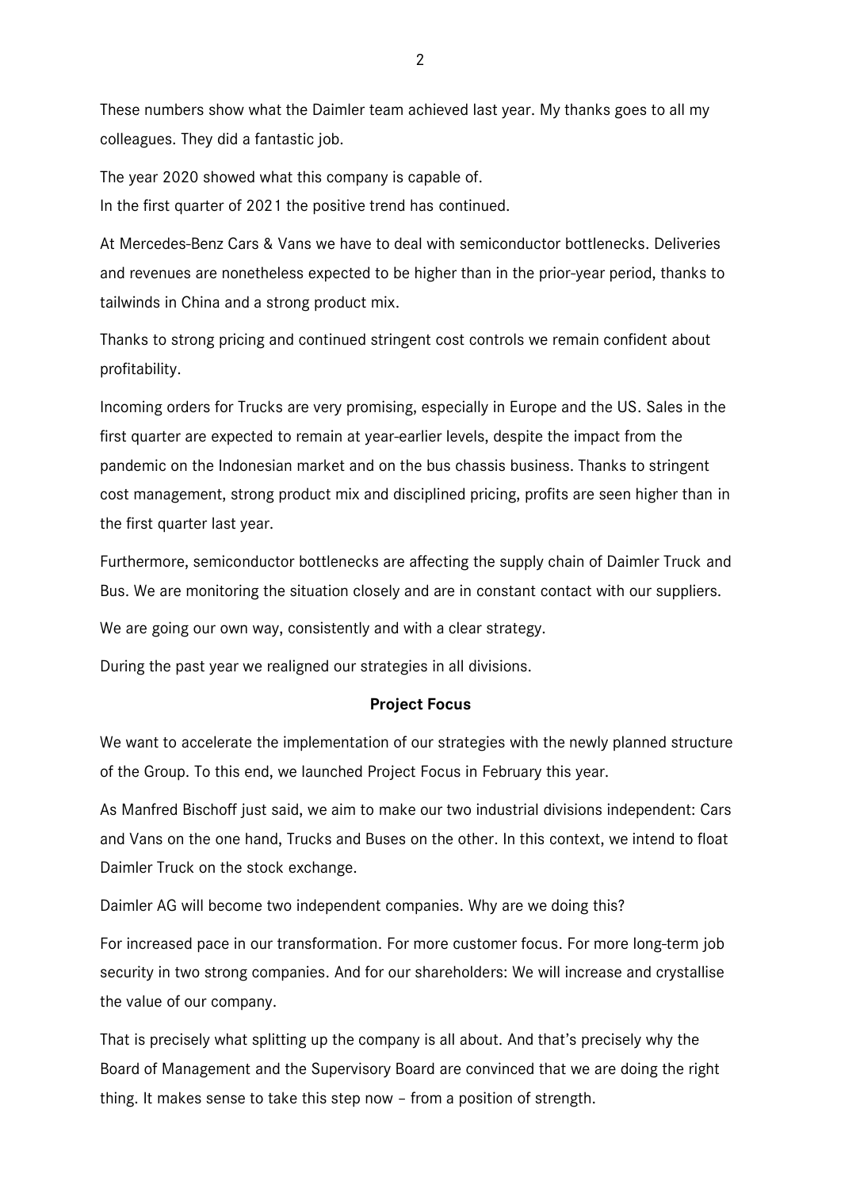These numbers show what the Daimler team achieved last year. My thanks goes to all my colleagues. They did a fantastic job.

The year 2020 showed what this company is capable of.
In the first quarter of 2021 the positive trend has continued.

At Mercedes-Benz Cars & Vans we have to deal with semiconductor bottlenecks. Deliveries and revenues are nonetheless expected to be higher than in the prior-year period, thanks to tailwinds in China and a strong product mix.

Thanks to strong pricing and continued stringent cost controls we remain confident about profitability.

Incoming orders for Trucks are very promising, especially in Europe and the US. Sales in the first quarter are expected to remain at year-earlier levels, despite the impact from the pandemic on the Indonesian market and on the bus chassis business. Thanks to stringent cost management, strong product mix and disciplined pricing, profits are seen higher than in the first quarter last year.

Furthermore, semiconductor bottlenecks are affecting the supply chain of Daimler Truck and Bus. We are monitoring the situation closely and are in constant contact with our suppliers.

We are going our own way, consistently and with a clear strategy.

During the past year we realigned our strategies in all divisions.

## Project Focus

We want to accelerate the implementation of our strategies with the newly planned structure of the Group. To this end, we launched Project Focus in February this year.

As Manfred Bischoff just said, we aim to make our two industrial divisions independent: Cars and Vans on the one hand, Trucks and Buses on the other. In this context, we intend to float Daimler Truck on the stock exchange.

Daimler AG will become two independent companies. Why are we doing this?

For increased pace in our transformation. For more customer focus. For more long-term job security in two strong companies. And for our shareholders: We will increase and crystallise the value of our company.

That is precisely what splitting up the company is all about. And that's precisely why the Board of Management and the Supervisory Board are convinced that we are doing the right thing. It makes sense to take this step now – from a position of strength.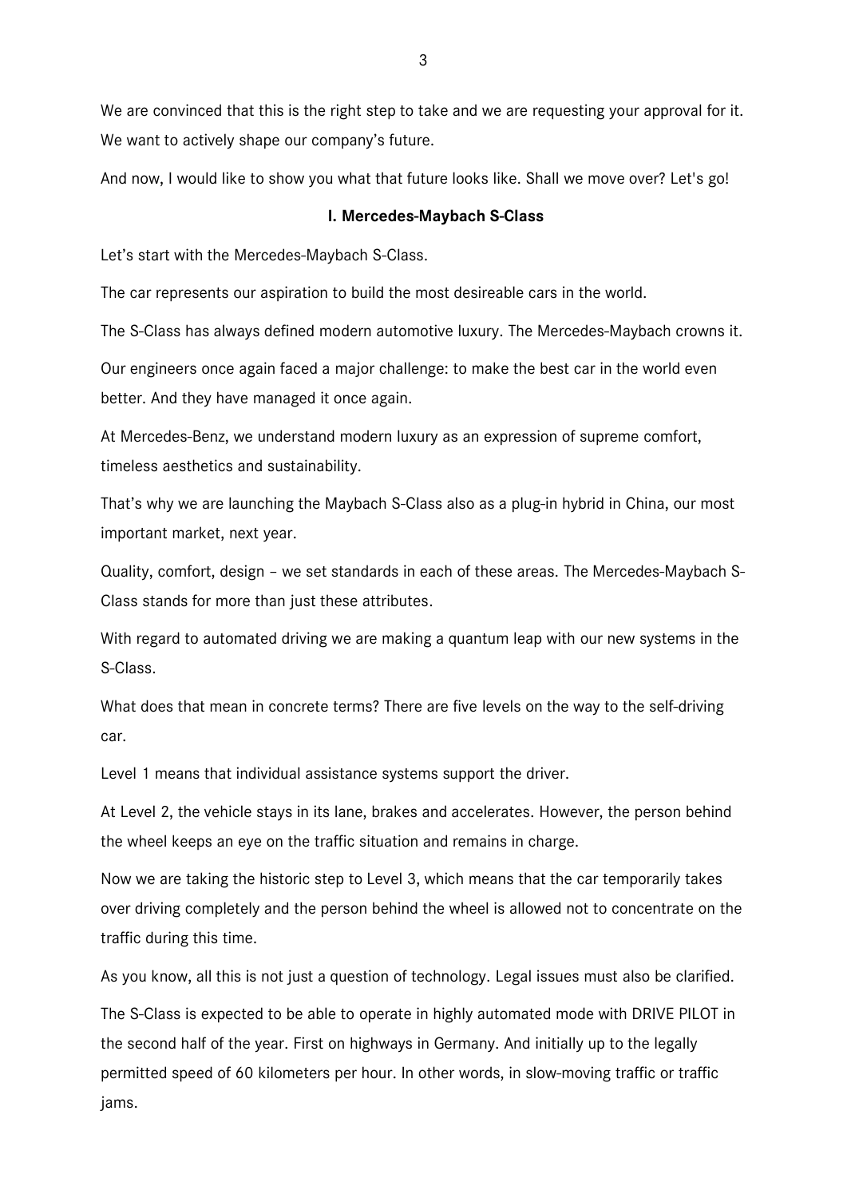We are convinced that this is the right step to take and we are requesting your approval for it. We want to actively shape our company's future.

And now, I would like to show you what that future looks like. Shall we move over? Let's go!

## I. Mercedes-Maybach S-Class

Let's start with the Mercedes-Maybach S-Class.

The car represents our aspiration to build the most desireable cars in the world.

The S-Class has always defined modern automotive luxury. The Mercedes-Maybach crowns it.

Our engineers once again faced a major challenge: to make the best car in the world even better. And they have managed it once again.

At Mercedes-Benz, we understand modern luxury as an expression of supreme comfort, timeless aesthetics and sustainability.

That's why we are launching the Maybach S-Class also as a plug-in hybrid in China, our most important market, next year.

Quality, comfort, design – we set standards in each of these areas. The Mercedes-Maybach S-Class stands for more than just these attributes.

With regard to automated driving we are making a quantum leap with our new systems in the S-Class.

What does that mean in concrete terms? There are five levels on the way to the self-driving car.

Level 1 means that individual assistance systems support the driver.

At Level 2, the vehicle stays in its lane, brakes and accelerates. However, the person behind the wheel keeps an eye on the traffic situation and remains in charge.

Now we are taking the historic step to Level 3, which means that the car temporarily takes over driving completely and the person behind the wheel is allowed not to concentrate on the traffic during this time.

As you know, all this is not just a question of technology. Legal issues must also be clarified.

The S-Class is expected to be able to operate in highly automated mode with DRIVE PILOT in the second half of the year. First on highways in Germany. And initially up to the legally permitted speed of 60 kilometers per hour. In other words, in slow-moving traffic or traffic jams.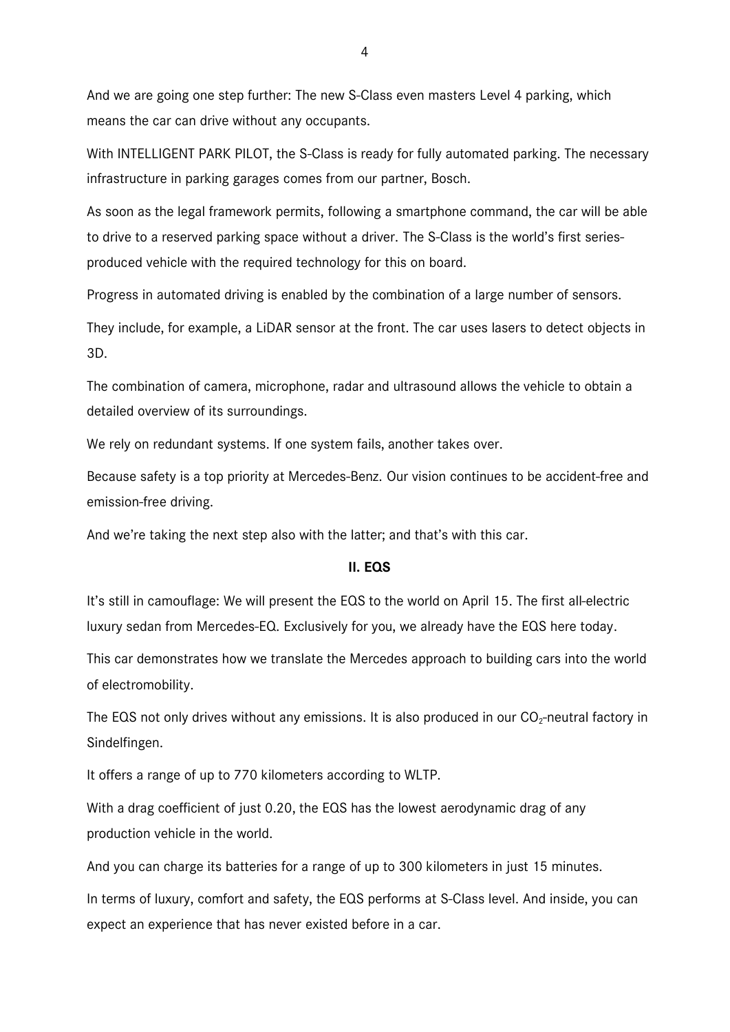And we are going one step further: The new S-Class even masters Level 4 parking, which means the car can drive without any occupants.

With INTELLIGENT PARK PILOT, the S-Class is ready for fully automated parking. The necessary infrastructure in parking garages comes from our partner, Bosch.

As soon as the legal framework permits, following a smartphone command, the car will be able to drive to a reserved parking space without a driver. The S-Class is the world's first series-produced vehicle with the required technology for this on board.

Progress in automated driving is enabled by the combination of a large number of sensors.

They include, for example, a LiDAR sensor at the front. The car uses lasers to detect objects in 3D.

The combination of camera, microphone, radar and ultrasound allows the vehicle to obtain a detailed overview of its surroundings.

We rely on redundant systems. If one system fails, another takes over.

Because safety is a top priority at Mercedes-Benz. Our vision continues to be accident-free and emission-free driving.

And we're taking the next step also with the latter; and that's with this car.

## II. EQS

It's still in camouflage: We will present the EQS to the world on April 15. The first all-electric luxury sedan from Mercedes-EQ. Exclusively for you, we already have the EQS here today.

This car demonstrates how we translate the Mercedes approach to building cars into the world of electromobility.

The EQS not only drives without any emissions. It is also produced in our $CO_2$-neutral factory in Sindelfingen.

It offers a range of up to 770 kilometers according to WLTP.

With a drag coefficient of just 0.20, the EQS has the lowest aerodynamic drag of any production vehicle in the world.

And you can charge its batteries for a range of up to 300 kilometers in just 15 minutes.

In terms of luxury, comfort and safety, the EQS performs at S-Class level. And inside, you can expect an experience that has never existed before in a car.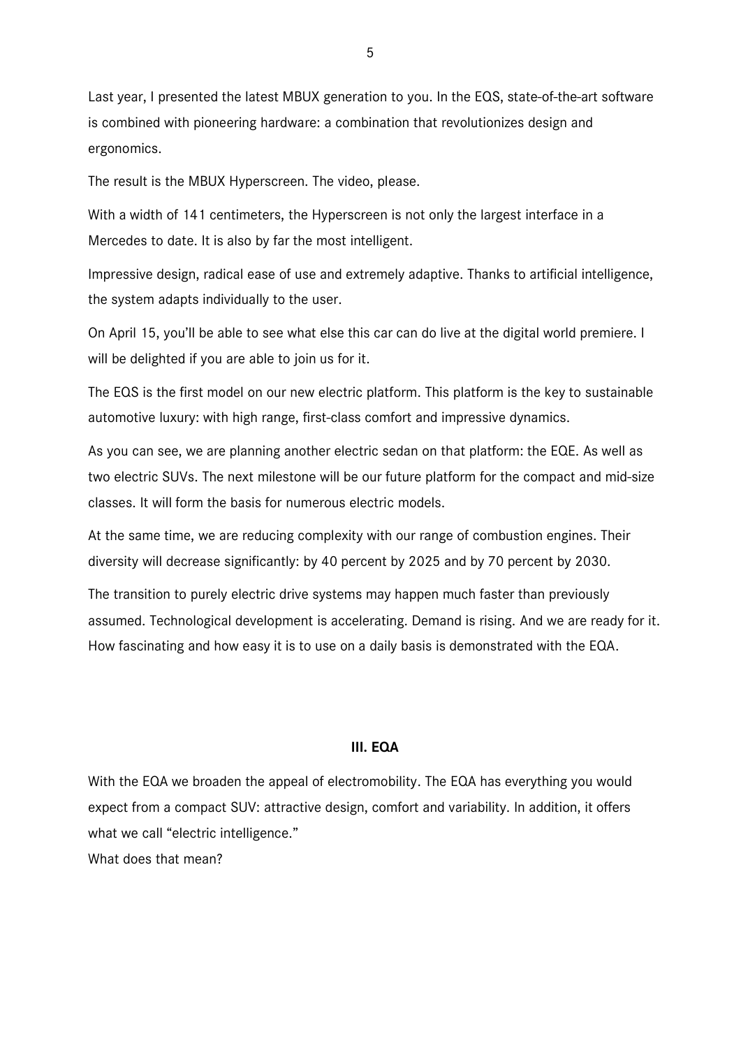Last year, I presented the latest MBUX generation to you. In the EQS, state-of-the-art software is combined with pioneering hardware: a combination that revolutionizes design and ergonomics.

The result is the MBUX Hyperscreen. The video, please.

With a width of 141 centimeters, the Hyperscreen is not only the largest interface in a Mercedes to date. It is also by far the most intelligent.

Impressive design, radical ease of use and extremely adaptive. Thanks to artificial intelligence, the system adapts individually to the user.

On April 15, you'll be able to see what else this car can do live at the digital world premiere. I will be delighted if you are able to join us for it.

The EQS is the first model on our new electric platform. This platform is the key to sustainable automotive luxury: with high range, first-class comfort and impressive dynamics.

As you can see, we are planning another electric sedan on that platform: the EQE. As well as two electric SUVs. The next milestone will be our future platform for the compact and mid-size classes. It will form the basis for numerous electric models.

At the same time, we are reducing complexity with our range of combustion engines. Their diversity will decrease significantly: by 40 percent by 2025 and by 70 percent by 2030.

The transition to purely electric drive systems may happen much faster than previously assumed. Technological development is accelerating. Demand is rising. And we are ready for it. How fascinating and how easy it is to use on a daily basis is demonstrated with the EQA.

## III. EQA

With the EQA we broaden the appeal of electromobility. The EQA has everything you would expect from a compact SUV: attractive design, comfort and variability. In addition, it offers what we call "electric intelligence."
What does that mean?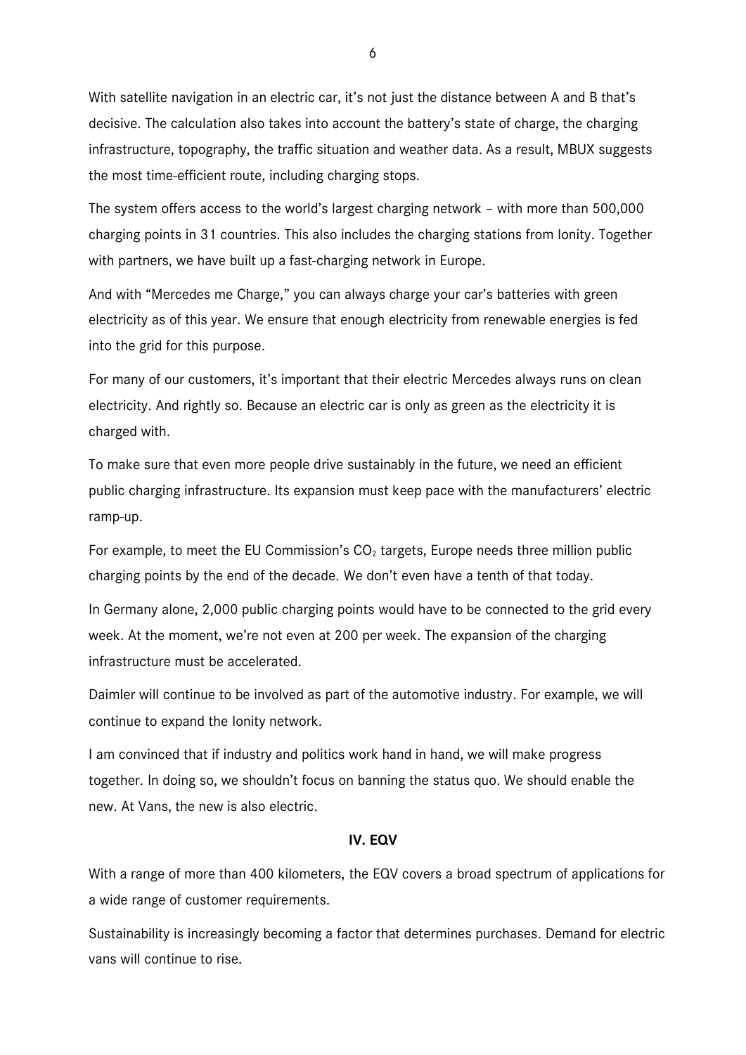With satellite navigation in an electric car, it's not just the distance between A and B that's decisive. The calculation also takes into account the battery's state of charge, the charging infrastructure, topography, the traffic situation and weather data. As a result, MBUX suggests the most time-efficient route, including charging stops.

The system offers access to the world's largest charging network – with more than 500,000 charging points in 31 countries. This also includes the charging stations from Ionity. Together with partners, we have built up a fast-charging network in Europe.

And with "Mercedes me Charge," you can always charge your car's batteries with green electricity as of this year. We ensure that enough electricity from renewable energies is fed into the grid for this purpose.

For many of our customers, it's important that their electric Mercedes always runs on clean electricity. And rightly so. Because an electric car is only as green as the electricity it is charged with.

To make sure that even more people drive sustainably in the future, we need an efficient public charging infrastructure. Its expansion must keep pace with the manufacturers' electric ramp-up.

For example, to meet the EU Commission's $CO_2$ targets, Europe needs three million public charging points by the end of the decade. We don't even have a tenth of that today.

In Germany alone, 2,000 public charging points would have to be connected to the grid every week. At the moment, we're not even at 200 per week. The expansion of the charging infrastructure must be accelerated.

Daimler will continue to be involved as part of the automotive industry. For example, we will continue to expand the Ionity network.

I am convinced that if industry and politics work hand in hand, we will make progress together. In doing so, we shouldn't focus on banning the status quo. We should enable the new. At Vans, the new is also electric.

## IV. EQV

With a range of more than 400 kilometers, the EQV covers a broad spectrum of applications for a wide range of customer requirements.

Sustainability is increasingly becoming a factor that determines purchases. Demand for electric vans will continue to rise.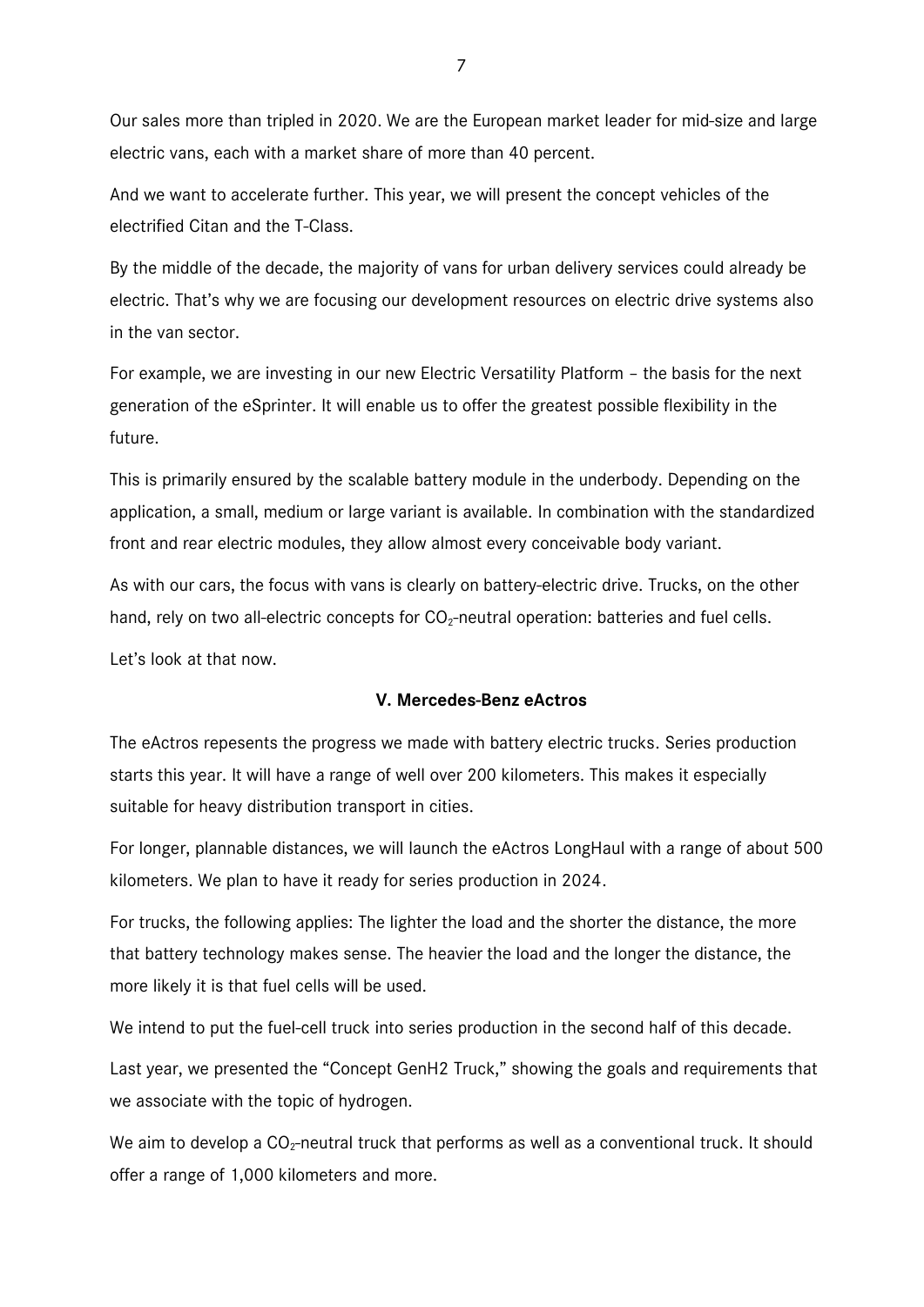Our sales more than tripled in 2020. We are the European market leader for mid-size and large electric vans, each with a market share of more than 40 percent.

And we want to accelerate further. This year, we will present the concept vehicles of the electrified Citan and the T-Class.

By the middle of the decade, the majority of vans for urban delivery services could already be electric. That's why we are focusing our development resources on electric drive systems also in the van sector.

For example, we are investing in our new Electric Versatility Platform – the basis for the next generation of the eSprinter. It will enable us to offer the greatest possible flexibility in the future.

This is primarily ensured by the scalable battery module in the underbody. Depending on the application, a small, medium or large variant is available. In combination with the standardized front and rear electric modules, they allow almost every conceivable body variant.

As with our cars, the focus with vans is clearly on battery-electric drive. Trucks, on the other hand, rely on two all-electric concepts for $CO_2$-neutral operation: batteries and fuel cells.

Let's look at that now.

## V. Mercedes-Benz eActros

The eActros repesents the progress we made with battery electric trucks. Series production starts this year. It will have a range of well over 200 kilometers. This makes it especially suitable for heavy distribution transport in cities.

For longer, plannable distances, we will launch the eActros LongHaul with a range of about 500 kilometers. We plan to have it ready for series production in 2024.

For trucks, the following applies: The lighter the load and the shorter the distance, the more that battery technology makes sense. The heavier the load and the longer the distance, the more likely it is that fuel cells will be used.

We intend to put the fuel-cell truck into series production in the second half of this decade.

Last year, we presented the "Concept GenH2 Truck," showing the goals and requirements that we associate with the topic of hydrogen.

We aim to develop a $CO_2$-neutral truck that performs as well as a conventional truck. It should offer a range of 1,000 kilometers and more.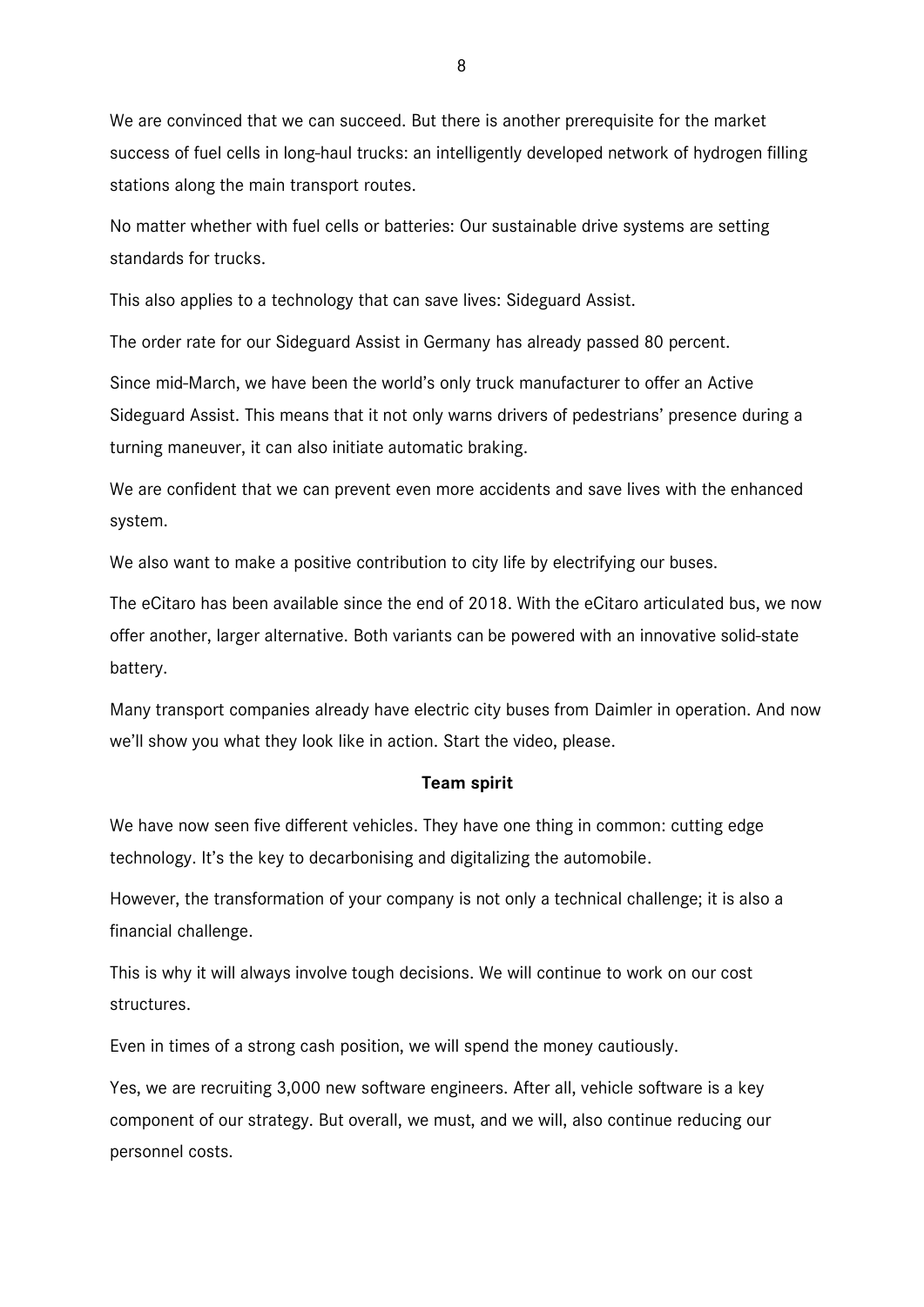We are convinced that we can succeed. But there is another prerequisite for the market success of fuel cells in long-haul trucks: an intelligently developed network of hydrogen filling stations along the main transport routes.

No matter whether with fuel cells or batteries: Our sustainable drive systems are setting standards for trucks.

This also applies to a technology that can save lives: Sideguard Assist.

The order rate for our Sideguard Assist in Germany has already passed 80 percent.

Since mid-March, we have been the world's only truck manufacturer to offer an Active Sideguard Assist. This means that it not only warns drivers of pedestrians' presence during a turning maneuver, it can also initiate automatic braking.

We are confident that we can prevent even more accidents and save lives with the enhanced system.

We also want to make a positive contribution to city life by electrifying our buses.

The eCitaro has been available since the end of 2018. With the eCitaro articulated bus, we now offer another, larger alternative. Both variants can be powered with an innovative solid-state battery.

Many transport companies already have electric city buses from Daimler in operation. And now we'll show you what they look like in action. Start the video, please.

**Team spirit**

We have now seen five different vehicles. They have one thing in common: cutting edge technology. It's the key to decarbonising and digitalizing the automobile.

However, the transformation of your company is not only a technical challenge; it is also a financial challenge.

This is why it will always involve tough decisions. We will continue to work on our cost structures.

Even in times of a strong cash position, we will spend the money cautiously.

Yes, we are recruiting 3,000 new software engineers. After all, vehicle software is a key component of our strategy. But overall, we must, and we will, also continue reducing our personnel costs.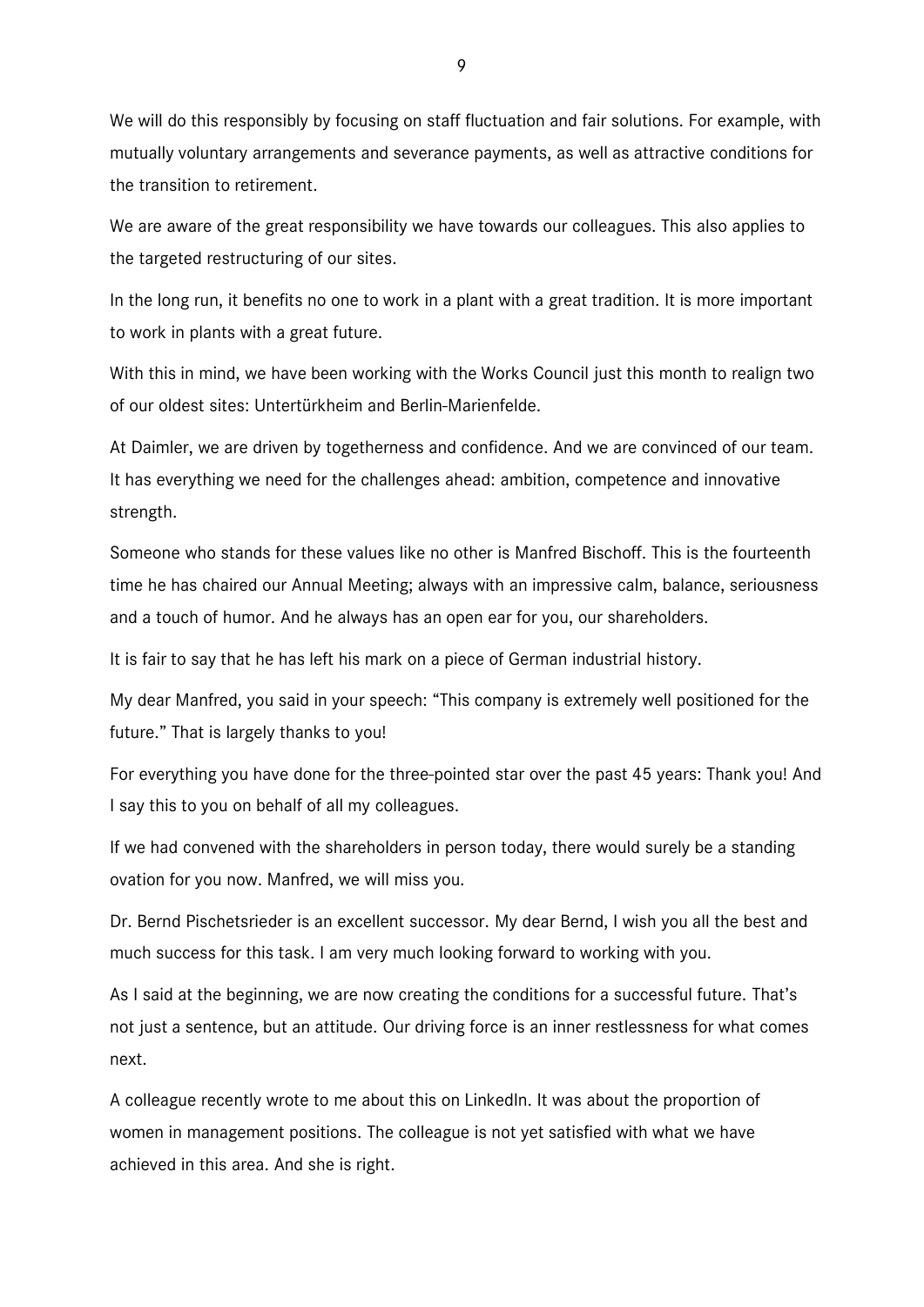We will do this responsibly by focusing on staff fluctuation and fair solutions. For example, with mutually voluntary arrangements and severance payments, as well as attractive conditions for the transition to retirement.

We are aware of the great responsibility we have towards our colleagues. This also applies to the targeted restructuring of our sites.

In the long run, it benefits no one to work in a plant with a great tradition. It is more important to work in plants with a great future.

With this in mind, we have been working with the Works Council just this month to realign two of our oldest sites: Untertürkheim and Berlin-Marienfelde.

At Daimler, we are driven by togetherness and confidence. And we are convinced of our team. It has everything we need for the challenges ahead: ambition, competence and innovative strength.

Someone who stands for these values like no other is Manfred Bischoff. This is the fourteenth time he has chaired our Annual Meeting; always with an impressive calm, balance, seriousness and a touch of humor. And he always has an open ear for you, our shareholders.

It is fair to say that he has left his mark on a piece of German industrial history.

My dear Manfred, you said in your speech: "This company is extremely well positioned for the future." That is largely thanks to you!

For everything you have done for the three-pointed star over the past 45 years: Thank you! And I say this to you on behalf of all my colleagues.

If we had convened with the shareholders in person today, there would surely be a standing ovation for you now. Manfred, we will miss you.

Dr. Bernd Pischetsrieder is an excellent successor. My dear Bernd, I wish you all the best and much success for this task. I am very much looking forward to working with you.

As I said at the beginning, we are now creating the conditions for a successful future. That's not just a sentence, but an attitude. Our driving force is an inner restlessness for what comes next.

A colleague recently wrote to me about this on LinkedIn. It was about the proportion of women in management positions. The colleague is not yet satisfied with what we have achieved in this area. And she is right.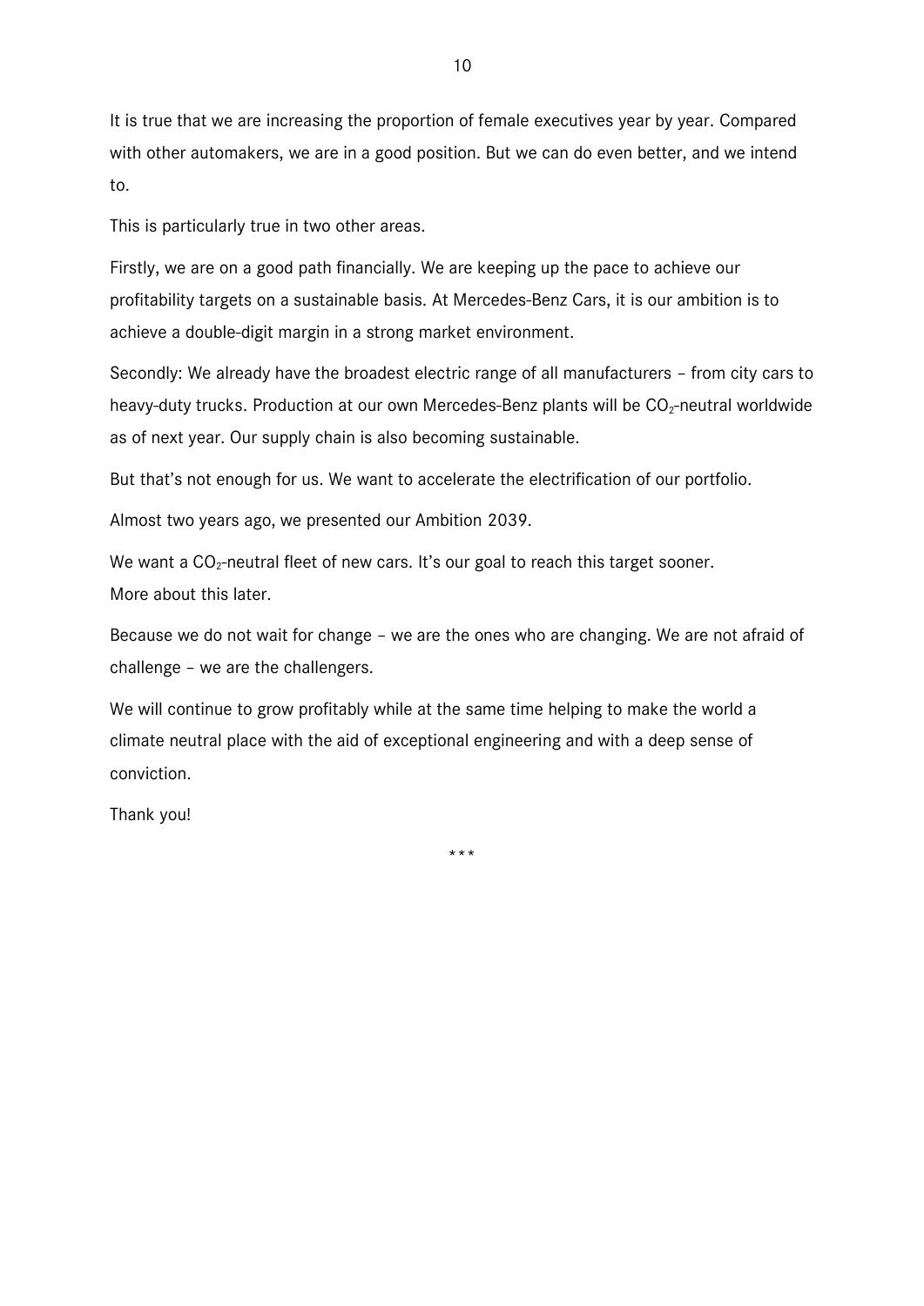It is true that we are increasing the proportion of female executives year by year. Compared with other automakers, we are in a good position. But we can do even better, and we intend to.

This is particularly true in two other areas.

Firstly, we are on a good path financially. We are keeping up the pace to achieve our profitability targets on a sustainable basis. At Mercedes-Benz Cars, it is our ambition is to achieve a double-digit margin in a strong market environment.

Secondly: We already have the broadest electric range of all manufacturers – from city cars to heavy-duty trucks. Production at our own Mercedes-Benz plants will be $CO_2$-neutral worldwide as of next year. Our supply chain is also becoming sustainable.

But that's not enough for us. We want to accelerate the electrification of our portfolio.

Almost two years ago, we presented our Ambition 2039.

We want a $CO_2$-neutral fleet of new cars. It's our goal to reach this target sooner.
More about this later.

Because we do not wait for change – we are the ones who are changing. We are not afraid of challenge – we are the challengers.

We will continue to grow profitably while at the same time helping to make the world a climate neutral place with the aid of exceptional engineering and with a deep sense of conviction.

Thank you!

***